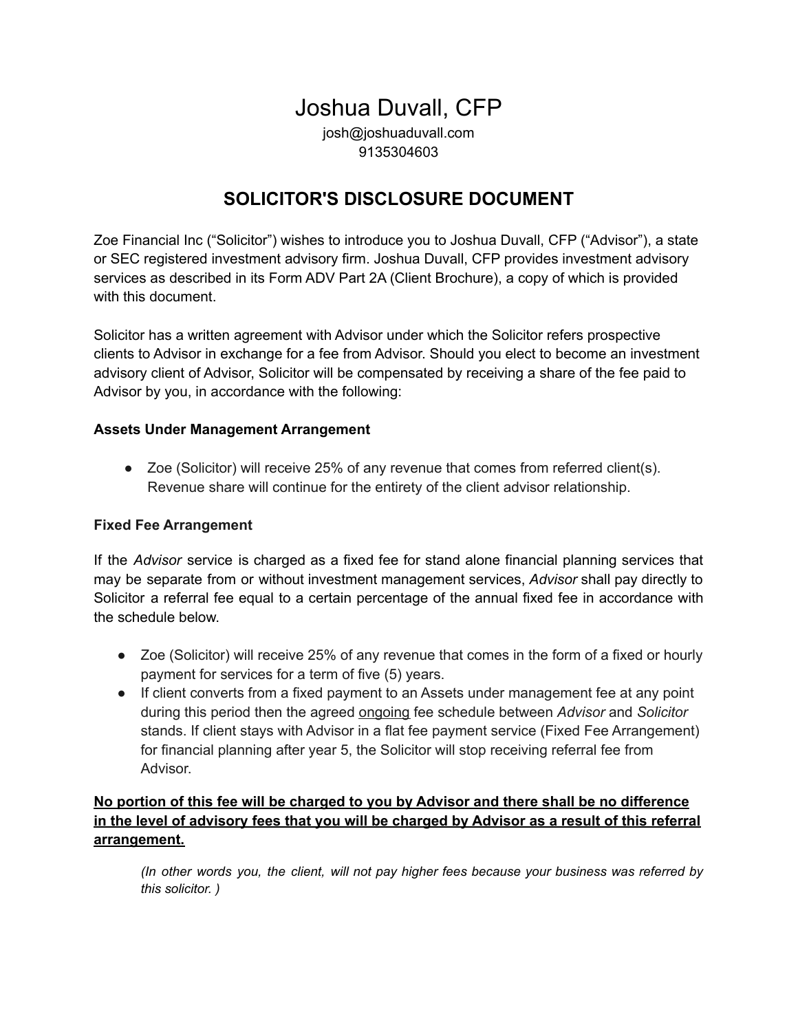# Joshua Duvall, CFP

josh@joshuaduvall.com
9135304603

## SOLICITOR'S DISCLOSURE DOCUMENT

Zoe Financial Inc ("Solicitor") wishes to introduce you to Joshua Duvall, CFP ("Advisor"), a state or SEC registered investment advisory firm. Joshua Duvall, CFP provides investment advisory services as described in its Form ADV Part 2A (Client Brochure), a copy of which is provided with this document.

Solicitor has a written agreement with Advisor under which the Solicitor refers prospective clients to Advisor in exchange for a fee from Advisor. Should you elect to become an investment advisory client of Advisor, Solicitor will be compensated by receiving a share of the fee paid to Advisor by you, in accordance with the following:

**Assets Under Management Arrangement**

- Zoe (Solicitor) will receive 25% of any revenue that comes from referred client(s). Revenue share will continue for the entirety of the client advisor relationship.

**Fixed Fee Arrangement**

If the *Advisor* service is charged as a fixed fee for stand alone financial planning services that may be separate from or without investment management services, *Advisor* shall pay directly to Solicitor a referral fee equal to a certain percentage of the annual fixed fee in accordance with the schedule below.

- Zoe (Solicitor) will receive 25% of any revenue that comes in the form of a fixed or hourly payment for services for a term of five (5) years.
- If client converts from a fixed payment to an Assets under management fee at any point during this period then the agreed <u>ongoing</u> fee schedule between *Advisor* and *Solicitor* stands. If client stays with Advisor in a flat fee payment service (Fixed Fee Arrangement) for financial planning after year 5, the Solicitor will stop receiving referral fee from Advisor.

<u>**No portion of this fee will be charged to you by Advisor and there shall be no difference in the level of advisory fees that you will be charged by Advisor as a result of this referral arrangement.**</u>

*(In other words you, the client, will not pay higher fees because your business was referred by this solicitor. )*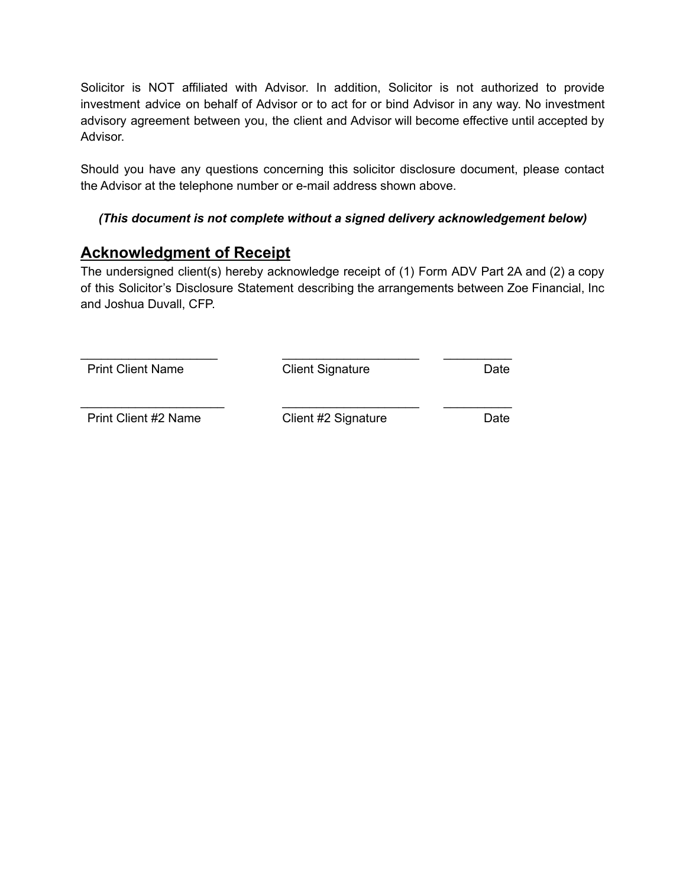Solicitor is NOT affiliated with Advisor. In addition, Solicitor is not authorized to provide investment advice on behalf of Advisor or to act for or bind Advisor in any way. No investment advisory agreement between you, the client and Advisor will become effective until accepted by Advisor.

Should you have any questions concerning this solicitor disclosure document, please contact the Advisor at the telephone number or e-mail address shown above.

***(This document is not complete without a signed delivery acknowledgement below)***

## Acknowledgment of Receipt

The undersigned client(s) hereby acknowledge receipt of (1) Form ADV Part 2A and (2) a copy of this Solicitor's Disclosure Statement describing the arrangements between Zoe Financial, Inc and Joshua Duvall, CFP.

| | | |
|---|---|---|
| ____________________ | ____________________ | __________ |
| Print Client Name | Client Signature | Date |
| ____________________ | ____________________ | __________ |
| Print Client #2 Name | Client #2 Signature | Date |